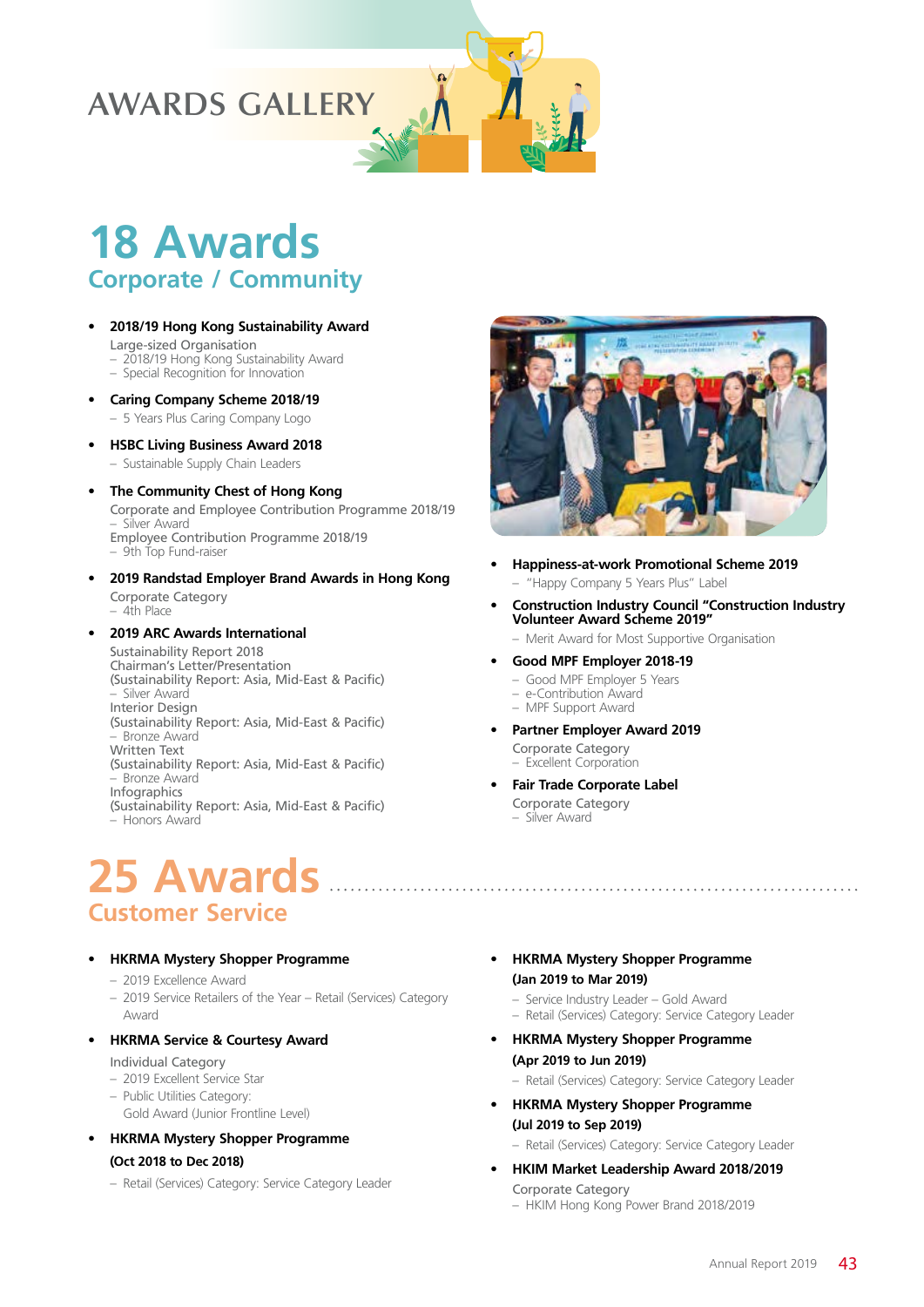# AWARDS GALLERY

## 18 Awards
### Corporate / Community

- **2018/19 Hong Kong Sustainability Award**
  Large-sized Organisation
  – 2018/19 Hong Kong Sustainability Award
  – Special Recognition for Innovation
- **Caring Company Scheme 2018/19**
  – 5 Years Plus Caring Company Logo
- **HSBC Living Business Award 2018**
  – Sustainable Supply Chain Leaders
- **The Community Chest of Hong Kong**
  Corporate and Employee Contribution Programme 2018/19
  – Silver Award
  Employee Contribution Programme 2018/19
  – 9th Top Fund-raiser
- **2019 Randstad Employer Brand Awards in Hong Kong**
  Corporate Category
  – 4th Place
- **2019 ARC Awards International**
  Sustainability Report 2018
  Chairman's Letter/Presentation
  (Sustainability Report: Asia, Mid-East & Pacific)
  – Silver Award
  Interior Design
  (Sustainability Report: Asia, Mid-East & Pacific)
  – Bronze Award
  Written Text
  (Sustainability Report: Asia, Mid-East & Pacific)
  – Bronze Award
  Infographics
  (Sustainability Report: Asia, Mid-East & Pacific)
  – Honors Award
- **Happiness-at-work Promotional Scheme 2019**
  – "Happy Company 5 Years Plus" Label
- **Construction Industry Council "Construction Industry Volunteer Award Scheme 2019"**
  – Merit Award for Most Supportive Organisation
- **Good MPF Employer 2018-19**
  – Good MPF Employer 5 Years
  – e-Contribution Award
  – MPF Support Award
- **Partner Employer Award 2019**
  Corporate Category
  – Excellent Corporation
- **Fair Trade Corporate Label**
  Corporate Category
  – Silver Award

## 25 Awards
### Customer Service

- **HKRMA Mystery Shopper Programme**
  – 2019 Excellence Award
  – 2019 Service Retailers of the Year – Retail (Services) Category Award
- **HKRMA Service & Courtesy Award**
  Individual Category
  – 2019 Excellent Service Star
  – Public Utilities Category:
  Gold Award (Junior Frontline Level)
- **HKRMA Mystery Shopper Programme (Oct 2018 to Dec 2018)**
  – Retail (Services) Category: Service Category Leader
- **HKRMA Mystery Shopper Programme (Jan 2019 to Mar 2019)**
  – Service Industry Leader – Gold Award
  – Retail (Services) Category: Service Category Leader
- **HKRMA Mystery Shopper Programme (Apr 2019 to Jun 2019)**
  – Retail (Services) Category: Service Category Leader
- **HKRMA Mystery Shopper Programme (Jul 2019 to Sep 2019)**
  – Retail (Services) Category: Service Category Leader
- **HKIM Market Leadership Award 2018/2019**
  Corporate Category
  – HKIM Hong Kong Power Brand 2018/2019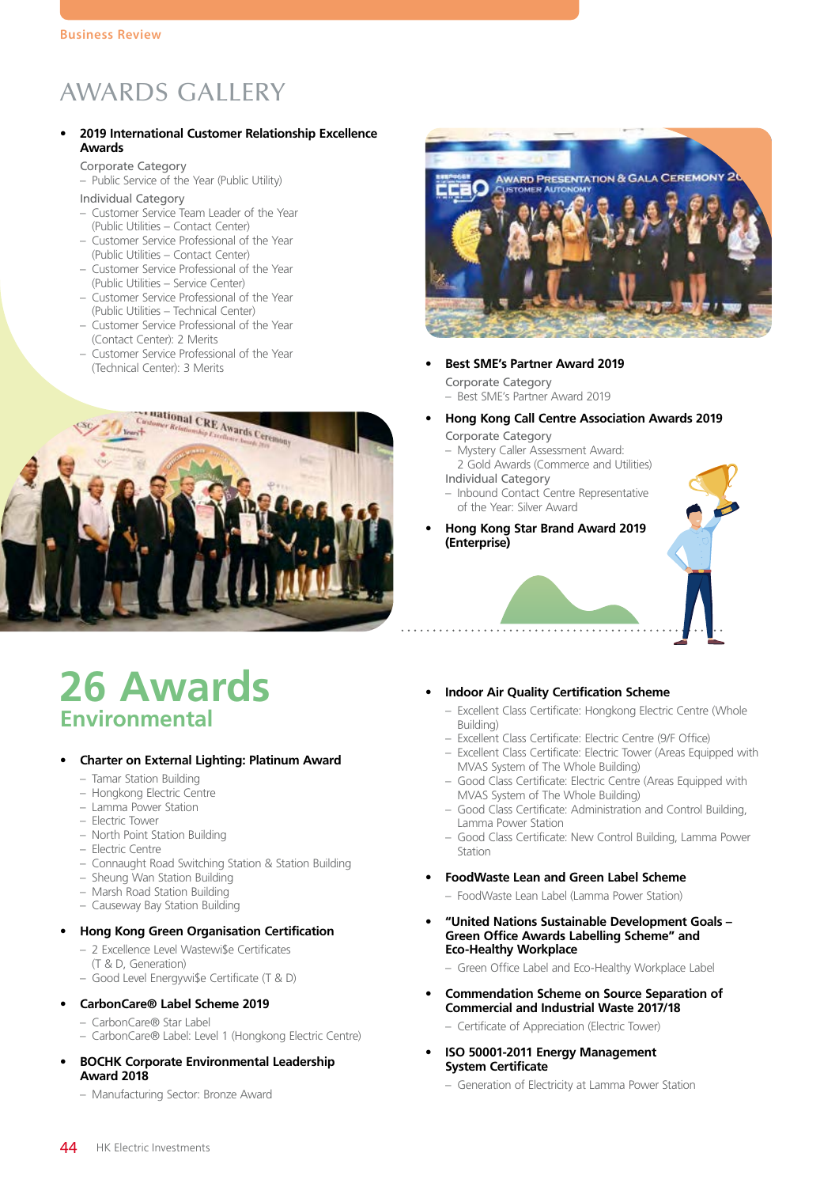# AWARDS GALLERY

- **2019 International Customer Relationship Excellence Awards**

  Corporate Category
  - Public Service of the Year (Public Utility)

  Individual Category
  - Customer Service Team Leader of the Year (Public Utilities – Contact Center)
  - Customer Service Professional of the Year (Public Utilities – Contact Center)
  - Customer Service Professional of the Year (Public Utilities – Service Center)
  - Customer Service Professional of the Year (Public Utilities – Technical Center)
  - Customer Service Professional of the Year (Contact Center): 2 Merits
  - Customer Service Professional of the Year (Technical Center): 3 Merits

- **Best SME's Partner Award 2019**

  Corporate Category
  - Best SME's Partner Award 2019

- **Hong Kong Call Centre Association Awards 2019**

  Corporate Category
  - Mystery Caller Assessment Award: 2 Gold Awards (Commerce and Utilities)

  Individual Category
  - Inbound Contact Centre Representative of the Year: Silver Award

- **Hong Kong Star Brand Award 2019 (Enterprise)**

## 26 Awards
### Environmental

- **Charter on External Lighting: Platinum Award**
  - Tamar Station Building
  - Hongkong Electric Centre
  - Lamma Power Station
  - Electric Tower
  - North Point Station Building
  - Electric Centre
  - Connaught Road Switching Station & Station Building
  - Sheung Wan Station Building
  - Marsh Road Station Building
  - Causeway Bay Station Building

- **Hong Kong Green Organisation Certification**
  - 2 Excellence Level Wastewi$e Certificates (T & D, Generation)
  - Good Level Energywi$e Certificate (T & D)

- **CarbonCare® Label Scheme 2019**
  - CarbonCare® Star Label
  - CarbonCare® Label: Level 1 (Hongkong Electric Centre)

- **BOCHK Corporate Environmental Leadership Award 2018**
  - Manufacturing Sector: Bronze Award

- **Indoor Air Quality Certification Scheme**
  - Excellent Class Certificate: Hongkong Electric Centre (Whole Building)
  - Excellent Class Certificate: Electric Centre (9/F Office)
  - Excellent Class Certificate: Electric Tower (Areas Equipped with MVAS System of The Whole Building)
  - Good Class Certificate: Electric Centre (Areas Equipped with MVAS System of The Whole Building)
  - Good Class Certificate: Administration and Control Building, Lamma Power Station
  - Good Class Certificate: New Control Building, Lamma Power Station

- **FoodWaste Lean and Green Label Scheme**
  - FoodWaste Lean Label (Lamma Power Station)

- **"United Nations Sustainable Development Goals – Green Office Awards Labelling Scheme" and Eco-Healthy Workplace**
  - Green Office Label and Eco-Healthy Workplace Label

- **Commendation Scheme on Source Separation of Commercial and Industrial Waste 2017/18**
  - Certificate of Appreciation (Electric Tower)

- **ISO 50001-2011 Energy Management System Certificate**
  - Generation of Electricity at Lamma Power Station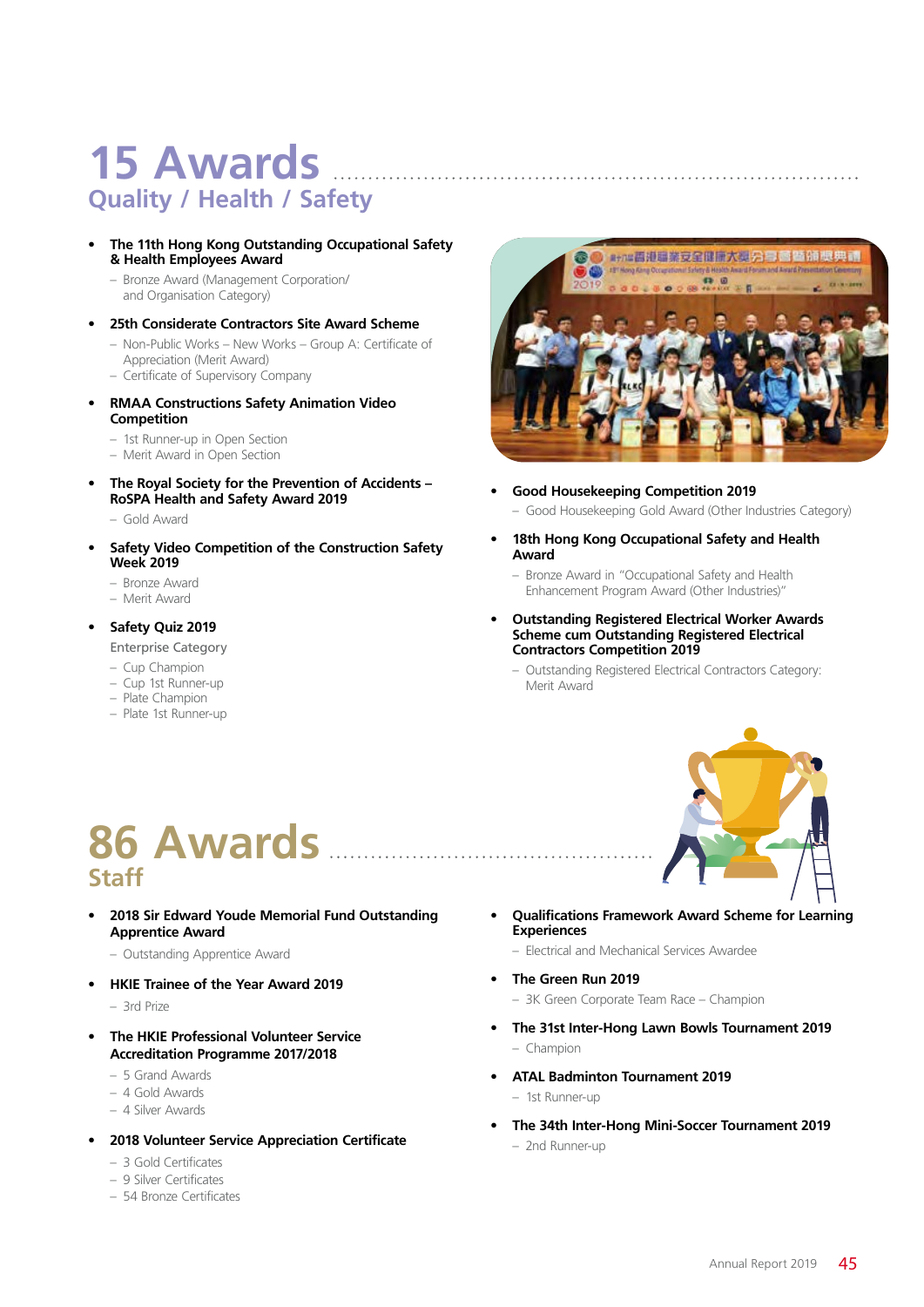# 15 Awards

## Quality / Health / Safety

- **The 11th Hong Kong Outstanding Occupational Safety & Health Employees Award**
  - Bronze Award (Management Corporation/ and Organisation Category)
- **25th Considerate Contractors Site Award Scheme**
  - Non-Public Works – New Works – Group A: Certificate of Appreciation (Merit Award)
  - Certificate of Supervisory Company
- **RMAA Constructions Safety Animation Video Competition**
  - 1st Runner-up in Open Section
  - Merit Award in Open Section
- **The Royal Society for the Prevention of Accidents – RoSPA Health and Safety Award 2019**
  - Gold Award
- **Safety Video Competition of the Construction Safety Week 2019**
  - Bronze Award
  - Merit Award
- **Safety Quiz 2019**

  Enterprise Category
  - Cup Champion
  - Cup 1st Runner-up
  - Plate Champion
  - Plate 1st Runner-up
- **Good Housekeeping Competition 2019**
  - Good Housekeeping Gold Award (Other Industries Category)
- **18th Hong Kong Occupational Safety and Health Award**
  - Bronze Award in "Occupational Safety and Health Enhancement Program Award (Other Industries)"
- **Outstanding Registered Electrical Worker Awards Scheme cum Outstanding Registered Electrical Contractors Competition 2019**
  - Outstanding Registered Electrical Contractors Category: Merit Award

# 86 Awards

## Staff

- **2018 Sir Edward Youde Memorial Fund Outstanding Apprentice Award**
  - Outstanding Apprentice Award
- **HKIE Trainee of the Year Award 2019**
  - 3rd Prize
- **The HKIE Professional Volunteer Service Accreditation Programme 2017/2018**
  - 5 Grand Awards
  - 4 Gold Awards
  - 4 Silver Awards
- **2018 Volunteer Service Appreciation Certificate**
  - 3 Gold Certificates
  - 9 Silver Certificates
  - 54 Bronze Certificates
- **Qualifications Framework Award Scheme for Learning Experiences**
  - Electrical and Mechanical Services Awardee
- **The Green Run 2019**
  - 3K Green Corporate Team Race – Champion
- **The 31st Inter-Hong Lawn Bowls Tournament 2019**
  - Champion
- **ATAL Badminton Tournament 2019**
  - 1st Runner-up
- **The 34th Inter-Hong Mini-Soccer Tournament 2019**
  - 2nd Runner-up